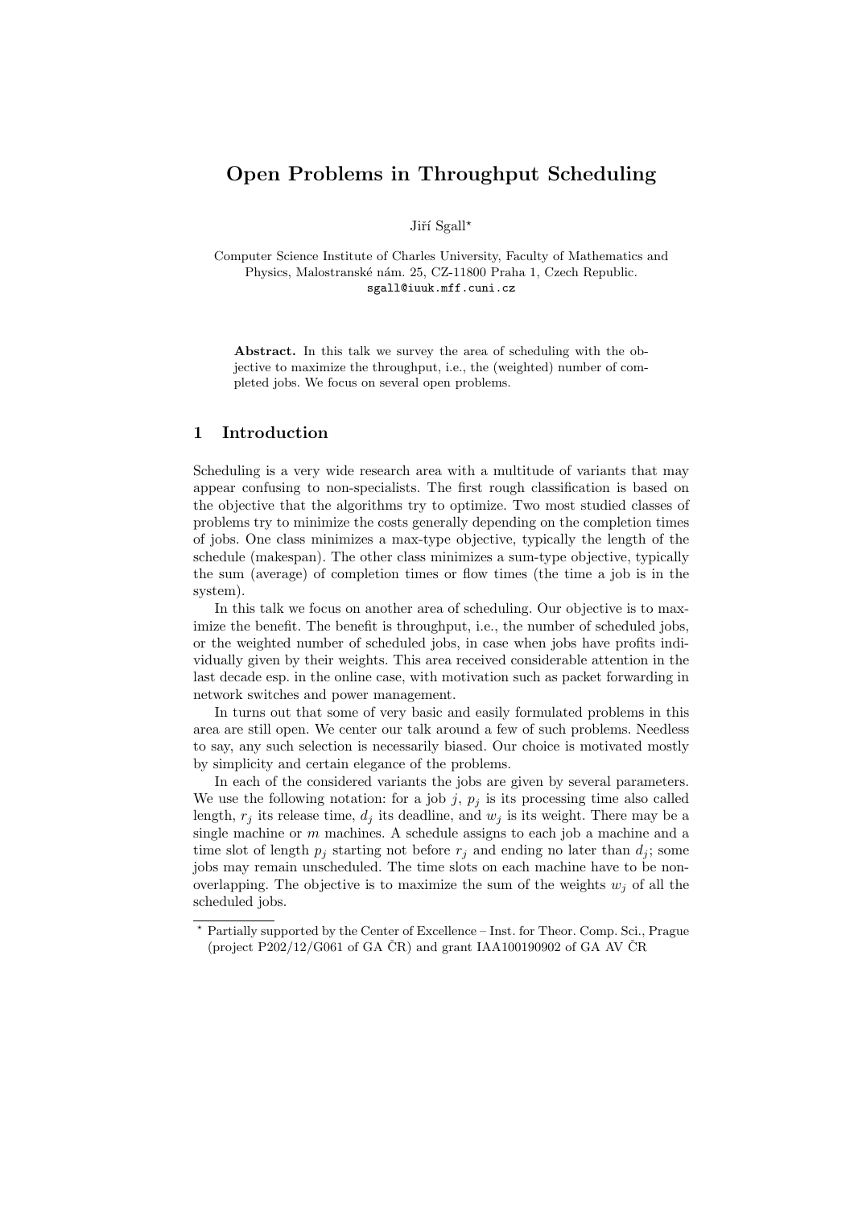# Open Problems in Throughput Scheduling

Jiří Sgall*

Computer Science Institute of Charles University, Faculty of Mathematics and Physics, Malostranské nám. 25, CZ-11800 Praha 1, Czech Republic.
sgall@iuuk.mff.cuni.cz

**Abstract.** In this talk we survey the area of scheduling with the objective to maximize the throughput, i.e., the (weighted) number of completed jobs. We focus on several open problems.

## 1 Introduction

Scheduling is a very wide research area with a multitude of variants that may appear confusing to non-specialists. The first rough classification is based on the objective that the algorithms try to optimize. Two most studied classes of problems try to minimize the costs generally depending on the completion times of jobs. One class minimizes a max-type objective, typically the length of the schedule (makespan). The other class minimizes a sum-type objective, typically the sum (average) of completion times or flow times (the time a job is in the system).

In this talk we focus on another area of scheduling. Our objective is to maximize the benefit. The benefit is throughput, i.e., the number of scheduled jobs, or the weighted number of scheduled jobs, in case when jobs have profits individually given by their weights. This area received considerable attention in the last decade esp. in the online case, with motivation such as packet forwarding in network switches and power management.

In turns out that some of very basic and easily formulated problems in this area are still open. We center our talk around a few of such problems. Needless to say, any such selection is necessarily biased. Our choice is motivated mostly by simplicity and certain elegance of the problems.

In each of the considered variants the jobs are given by several parameters. We use the following notation: for a job $j$, $p_j$ is its processing time also called length, $r_j$ its release time, $d_j$ its deadline, and $w_j$ is its weight. There may be a single machine or $m$ machines. A schedule assigns to each job a machine and a time slot of length $p_j$ starting not before $r_j$ and ending no later than $d_j$; some jobs may remain unscheduled. The time slots on each machine have to be non-overlapping. The objective is to maximize the sum of the weights $w_j$ of all the scheduled jobs.

* Partially supported by the Center of Excellence – Inst. for Theor. Comp. Sci., Prague (project P202/12/G061 of GA ČR) and grant IAA100190902 of GA AV ČR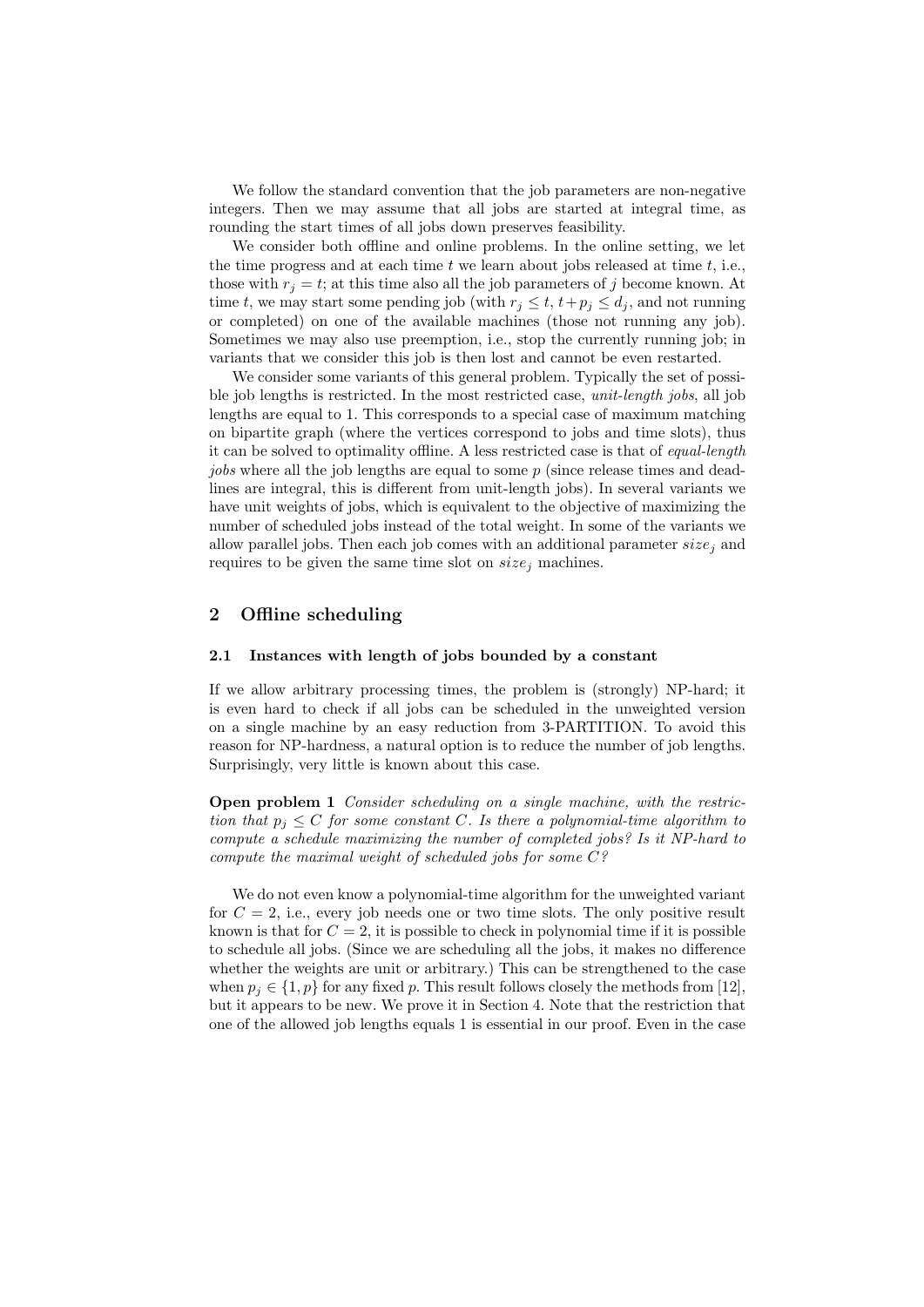We follow the standard convention that the job parameters are non-negative integers. Then we may assume that all jobs are started at integral time, as rounding the start times of all jobs down preserves feasibility.

We consider both offline and online problems. In the online setting, we let the time progress and at each time $t$ we learn about jobs released at time $t$, i.e., those with $r_j = t$; at this time also all the job parameters of $j$ become known. At time $t$, we may start some pending job (with $r_j \leq t$, $t + p_j \leq d_j$, and not running or completed) on one of the available machines (those not running any job). Sometimes we may also use preemption, i.e., stop the currently running job; in variants that we consider this job is then lost and cannot be even restarted.

We consider some variants of this general problem. Typically the set of possible job lengths is restricted. In the most restricted case, *unit-length jobs*, all job lengths are equal to 1. This corresponds to a special case of maximum matching on bipartite graph (where the vertices correspond to jobs and time slots), thus it can be solved to optimality offline. A less restricted case is that of *equal-length jobs* where all the job lengths are equal to some $p$ (since release times and deadlines are integral, this is different from unit-length jobs). In several variants we have unit weights of jobs, which is equivalent to the objective of maximizing the number of scheduled jobs instead of the total weight. In some of the variants we allow parallel jobs. Then each job comes with an additional parameter $size_j$ and requires to be given the same time slot on $size_j$ machines.

## 2 Offline scheduling

### 2.1 Instances with length of jobs bounded by a constant

If we allow arbitrary processing times, the problem is (strongly) NP-hard; it is even hard to check if all jobs can be scheduled in the unweighted version on a single machine by an easy reduction from 3-PARTITION. To avoid this reason for NP-hardness, a natural option is to reduce the number of job lengths. Surprisingly, very little is known about this case.

**Open problem 1** *Consider scheduling on a single machine, with the restriction that $p_j \leq C$ for some constant $C$. Is there a polynomial-time algorithm to compute a schedule maximizing the number of completed jobs? Is it NP-hard to compute the maximal weight of scheduled jobs for some $C$?*

We do not even know a polynomial-time algorithm for the unweighted variant for $C = 2$, i.e., every job needs one or two time slots. The only positive result known is that for $C = 2$, it is possible to check in polynomial time if it is possible to schedule all jobs. (Since we are scheduling all the jobs, it makes no difference whether the weights are unit or arbitrary.) This can be strengthened to the case when $p_j \in \{1, p\}$ for any fixed $p$. This result follows closely the methods from [12], but it appears to be new. We prove it in Section 4. Note that the restriction that one of the allowed job lengths equals 1 is essential in our proof. Even in the case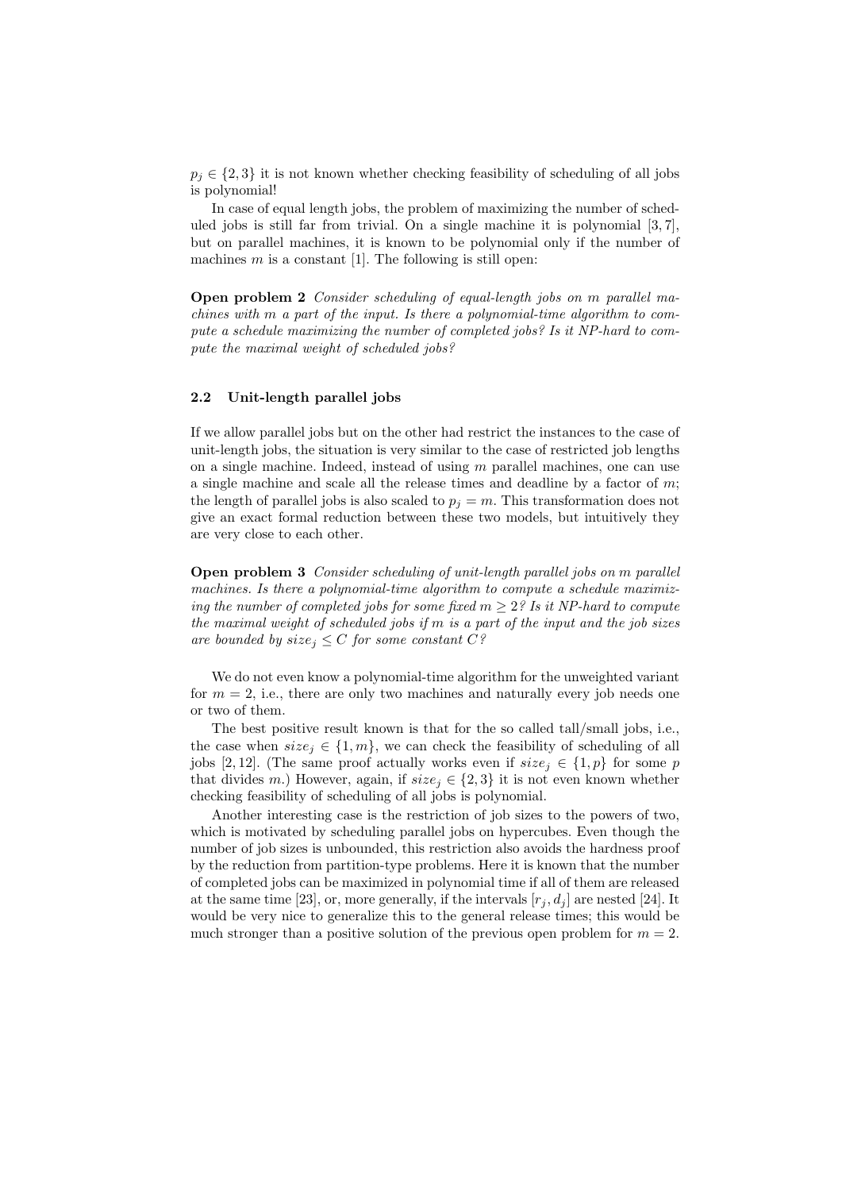$p_j \in \{2, 3\}$ it is not known whether checking feasibility of scheduling of all jobs is polynomial!

In case of equal length jobs, the problem of maximizing the number of scheduled jobs is still far from trivial. On a single machine it is polynomial [3, 7], but on parallel machines, it is known to be polynomial only if the number of machines $m$ is a constant [1]. The following is still open:

**Open problem 2** *Consider scheduling of equal-length jobs on $m$ parallel machines with $m$ a part of the input. Is there a polynomial-time algorithm to compute a schedule maximizing the number of completed jobs? Is it NP-hard to compute the maximal weight of scheduled jobs?*

### 2.2 Unit-length parallel jobs

If we allow parallel jobs but on the other had restrict the instances to the case of unit-length jobs, the situation is very similar to the case of restricted job lengths on a single machine. Indeed, instead of using $m$ parallel machines, one can use a single machine and scale all the release times and deadline by a factor of $m$; the length of parallel jobs is also scaled to $p_j = m$. This transformation does not give an exact formal reduction between these two models, but intuitively they are very close to each other.

**Open problem 3** *Consider scheduling of unit-length parallel jobs on $m$ parallel machines. Is there a polynomial-time algorithm to compute a schedule maximizing the number of completed jobs for some fixed $m \geq 2$? Is it NP-hard to compute the maximal weight of scheduled jobs if $m$ is a part of the input and the job sizes are bounded by $size_j \leq C$ for some constant $C$?*

We do not even know a polynomial-time algorithm for the unweighted variant for $m = 2$, i.e., there are only two machines and naturally every job needs one or two of them.

The best positive result known is that for the so called tall/small jobs, i.e., the case when $size_j \in \{1, m\}$, we can check the feasibility of scheduling of all jobs [2, 12]. (The same proof actually works even if $size_j \in \{1, p\}$ for some $p$ that divides $m$.) However, again, if $size_j \in \{2, 3\}$ it is not even known whether checking feasibility of scheduling of all jobs is polynomial.

Another interesting case is the restriction of job sizes to the powers of two, which is motivated by scheduling parallel jobs on hypercubes. Even though the number of job sizes is unbounded, this restriction also avoids the hardness proof by the reduction from partition-type problems. Here it is known that the number of completed jobs can be maximized in polynomial time if all of them are released at the same time [23], or, more generally, if the intervals $[r_j, d_j]$ are nested [24]. It would be very nice to generalize this to the general release times; this would be much stronger than a positive solution of the previous open problem for $m = 2$.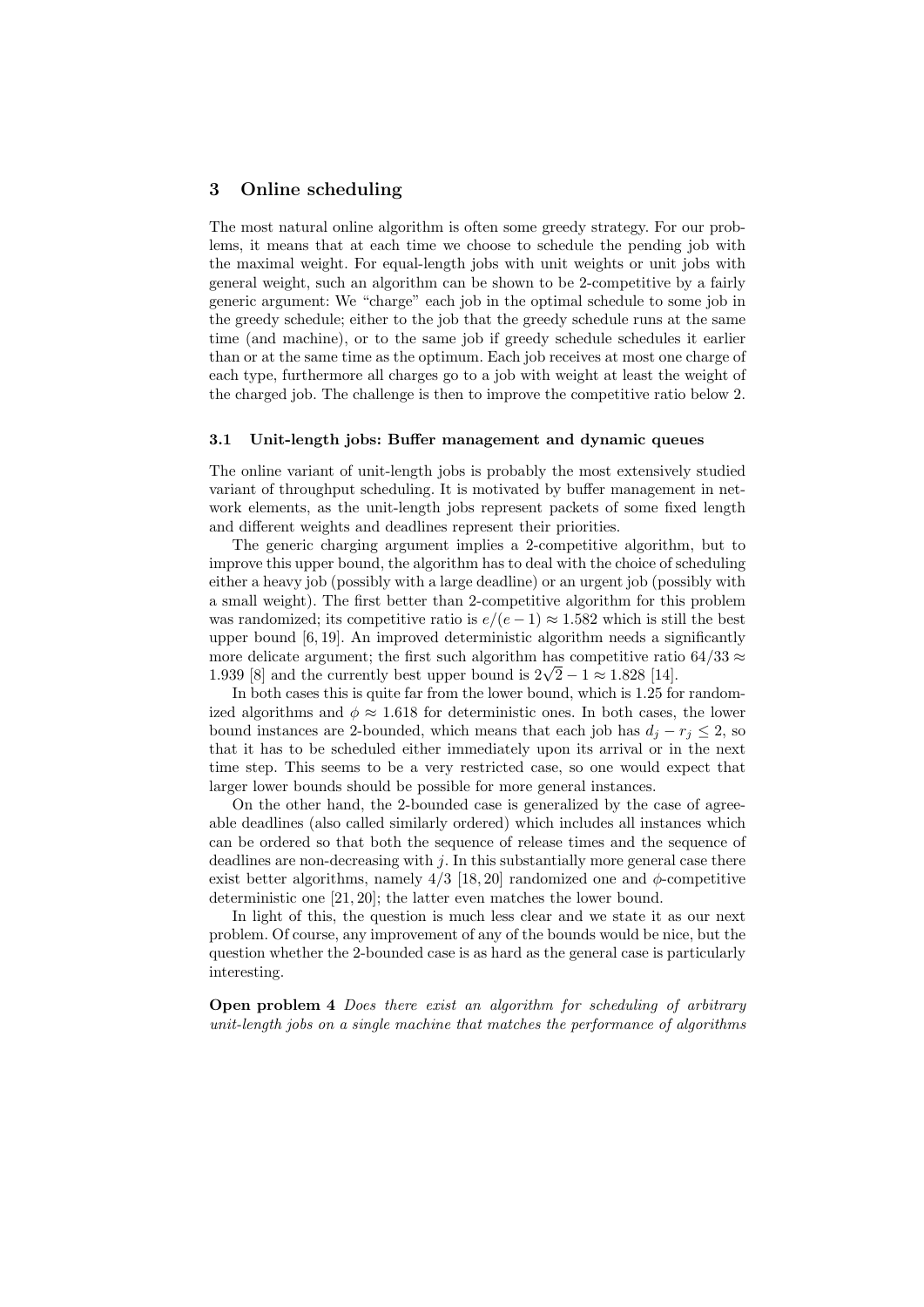## 3 Online scheduling

The most natural online algorithm is often some greedy strategy. For our problems, it means that at each time we choose to schedule the pending job with the maximal weight. For equal-length jobs with unit weights or unit jobs with general weight, such an algorithm can be shown to be 2-competitive by a fairly generic argument: We "charge" each job in the optimal schedule to some job in the greedy schedule; either to the job that the greedy schedule runs at the same time (and machine), or to the same job if greedy schedule schedules it earlier than or at the same time as the optimum. Each job receives at most one charge of each type, furthermore all charges go to a job with weight at least the weight of the charged job. The challenge is then to improve the competitive ratio below 2.

### 3.1 Unit-length jobs: Buffer management and dynamic queues

The online variant of unit-length jobs is probably the most extensively studied variant of throughput scheduling. It is motivated by buffer management in network elements, as the unit-length jobs represent packets of some fixed length and different weights and deadlines represent their priorities.

The generic charging argument implies a 2-competitive algorithm, but to improve this upper bound, the algorithm has to deal with the choice of scheduling either a heavy job (possibly with a large deadline) or an urgent job (possibly with a small weight). The first better than 2-competitive algorithm for this problem was randomized; its competitive ratio is $e/(e-1) \approx 1.582$ which is still the best upper bound [6, 19]. An improved deterministic algorithm needs a significantly more delicate argument; the first such algorithm has competitive ratio $64/33 \approx 1.939$ [8] and the currently best upper bound is $2\sqrt{2} - 1 \approx 1.828$ [14].

In both cases this is quite far from the lower bound, which is 1.25 for randomized algorithms and $\phi \approx 1.618$ for deterministic ones. In both cases, the lower bound instances are 2-bounded, which means that each job has $d_j - r_j \leq 2$, so that it has to be scheduled either immediately upon its arrival or in the next time step. This seems to be a very restricted case, so one would expect that larger lower bounds should be possible for more general instances.

On the other hand, the 2-bounded case is generalized by the case of agreeable deadlines (also called similarly ordered) which includes all instances which can be ordered so that both the sequence of release times and the sequence of deadlines are non-decreasing with $j$. In this substantially more general case there exist better algorithms, namely $4/3$ [18, 20] randomized one and $\phi$-competitive deterministic one [21, 20]; the latter even matches the lower bound.

In light of this, the question is much less clear and we state it as our next problem. Of course, any improvement of any of the bounds would be nice, but the question whether the 2-bounded case is as hard as the general case is particularly interesting.

**Open problem 4** *Does there exist an algorithm for scheduling of arbitrary unit-length jobs on a single machine that matches the performance of algorithms*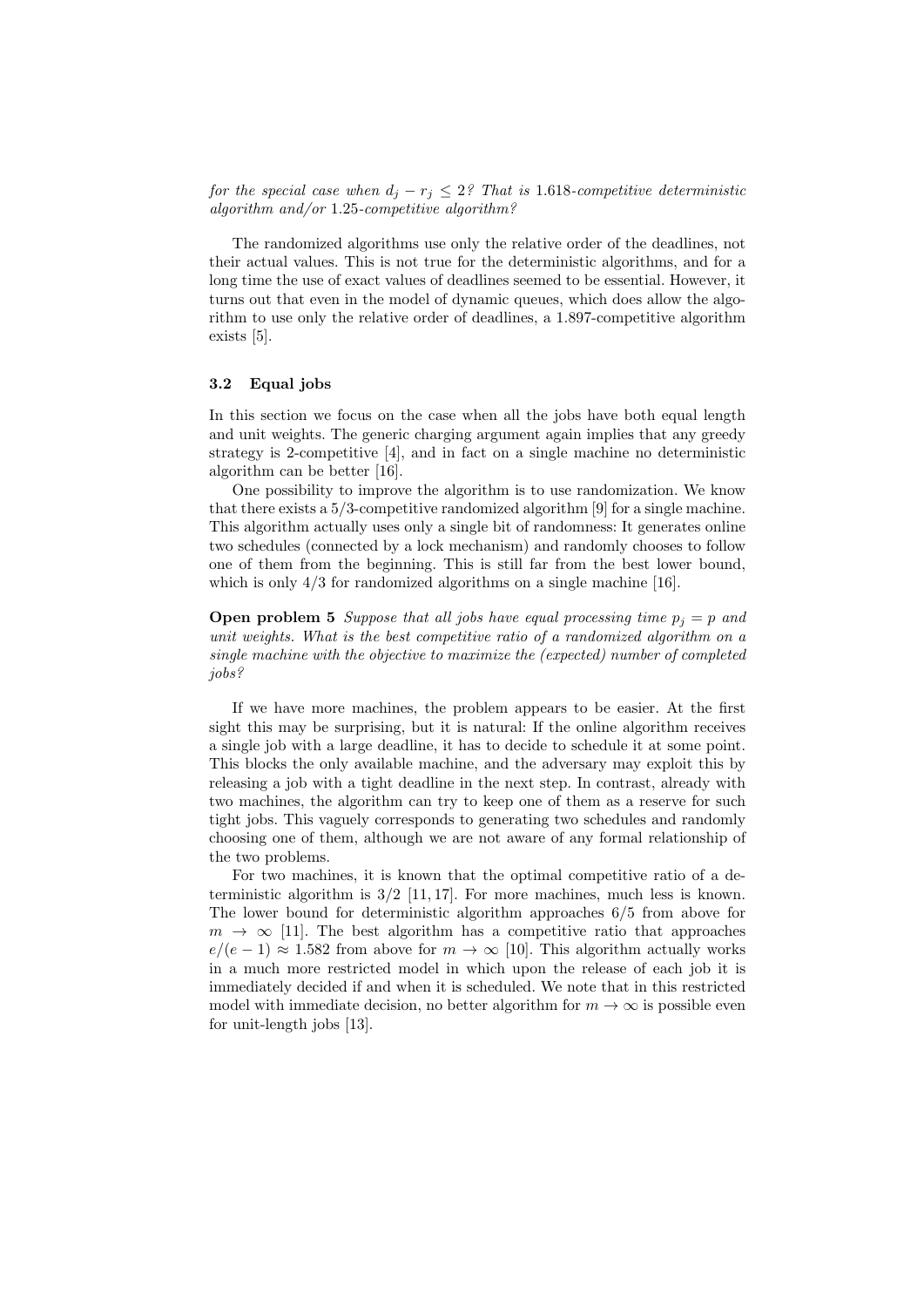*for the special case when $d_j - r_j \leq 2$? That is 1.618-competitive deterministic algorithm and/or 1.25-competitive algorithm?*

The randomized algorithms use only the relative order of the deadlines, not their actual values. This is not true for the deterministic algorithms, and for a long time the use of exact values of deadlines seemed to be essential. However, it turns out that even in the model of dynamic queues, which does allow the algorithm to use only the relative order of deadlines, a 1.897-competitive algorithm exists [5].

### 3.2 Equal jobs

In this section we focus on the case when all the jobs have both equal length and unit weights. The generic charging argument again implies that any greedy strategy is 2-competitive [4], and in fact on a single machine no deterministic algorithm can be better [16].

One possibility to improve the algorithm is to use randomization. We know that there exists a 5/3-competitive randomized algorithm [9] for a single machine. This algorithm actually uses only a single bit of randomness: It generates online two schedules (connected by a lock mechanism) and randomly chooses to follow one of them from the beginning. This is still far from the best lower bound, which is only 4/3 for randomized algorithms on a single machine [16].

**Open problem 5** *Suppose that all jobs have equal processing time $p_j = p$ and unit weights. What is the best competitive ratio of a randomized algorithm on a single machine with the objective to maximize the (expected) number of completed jobs?*

If we have more machines, the problem appears to be easier. At the first sight this may be surprising, but it is natural: If the online algorithm receives a single job with a large deadline, it has to decide to schedule it at some point. This blocks the only available machine, and the adversary may exploit this by releasing a job with a tight deadline in the next step. In contrast, already with two machines, the algorithm can try to keep one of them as a reserve for such tight jobs. This vaguely corresponds to generating two schedules and randomly choosing one of them, although we are not aware of any formal relationship of the two problems.

For two machines, it is known that the optimal competitive ratio of a deterministic algorithm is 3/2 [11, 17]. For more machines, much less is known. The lower bound for deterministic algorithm approaches 6/5 from above for $m \to \infty$ [11]. The best algorithm has a competitive ratio that approaches $e/(e-1) \approx 1.582$ from above for $m \to \infty$ [10]. This algorithm actually works in a much more restricted model in which upon the release of each job it is immediately decided if and when it is scheduled. We note that in this restricted model with immediate decision, no better algorithm for $m \to \infty$ is possible even for unit-length jobs [13].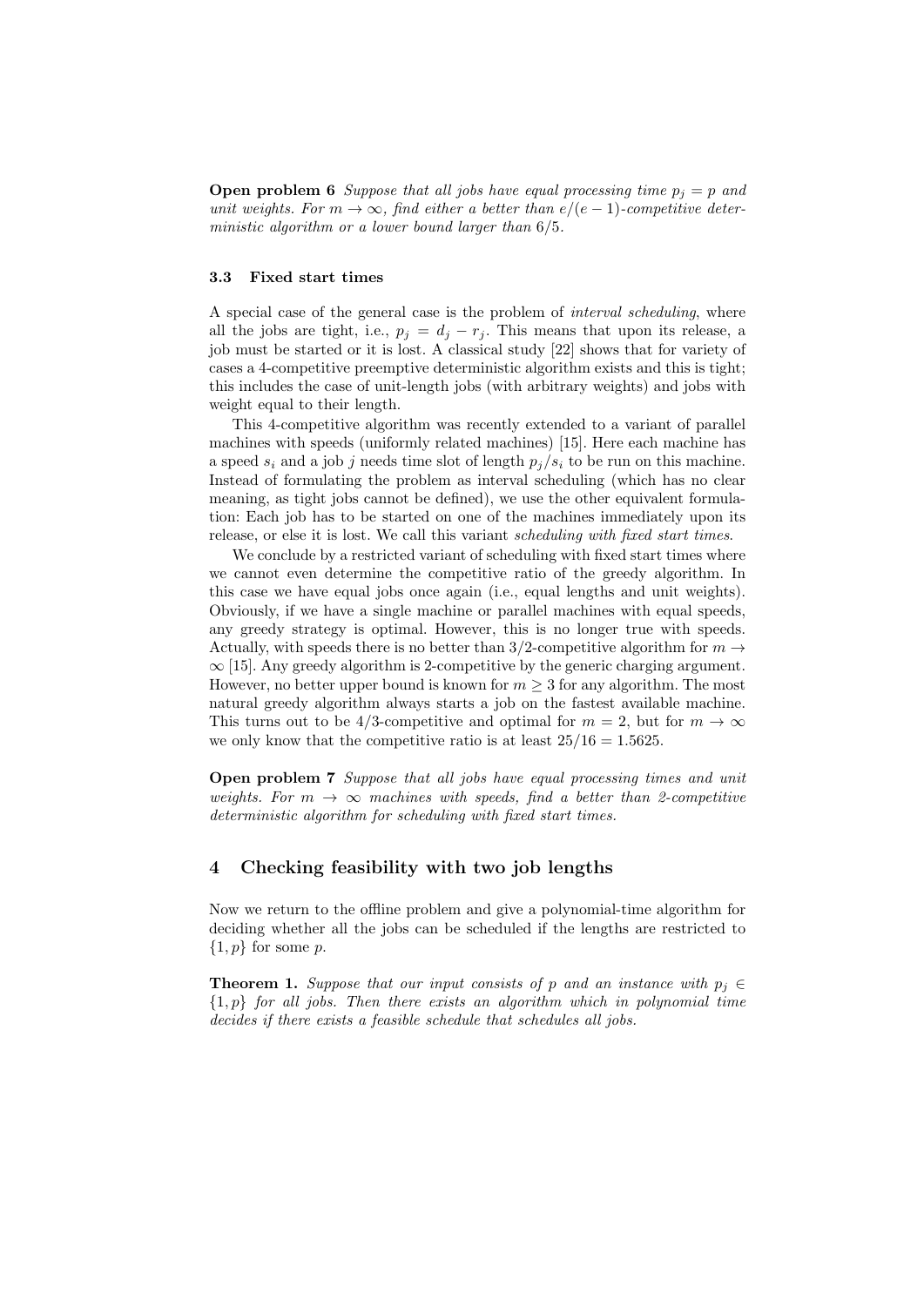**Open problem 6** *Suppose that all jobs have equal processing time $p_j = p$ and unit weights. For $m \to \infty$, find either a better than $e/(e-1)$-competitive deterministic algorithm or a lower bound larger than $6/5$.*

### 3.3 Fixed start times

A special case of the general case is the problem of *interval scheduling*, where all the jobs are tight, i.e., $p_j = d_j - r_j$. This means that upon its release, a job must be started or it is lost. A classical study [22] shows that for variety of cases a 4-competitive preemptive deterministic algorithm exists and this is tight; this includes the case of unit-length jobs (with arbitrary weights) and jobs with weight equal to their length.

This 4-competitive algorithm was recently extended to a variant of parallel machines with speeds (uniformly related machines) [15]. Here each machine has a speed $s_i$ and a job $j$ needs time slot of length $p_j/s_i$ to be run on this machine. Instead of formulating the problem as interval scheduling (which has no clear meaning, as tight jobs cannot be defined), we use the other equivalent formulation: Each job has to be started on one of the machines immediately upon its release, or else it is lost. We call this variant *scheduling with fixed start times*.

We conclude by a restricted variant of scheduling with fixed start times where we cannot even determine the competitive ratio of the greedy algorithm. In this case we have equal jobs once again (i.e., equal lengths and unit weights). Obviously, if we have a single machine or parallel machines with equal speeds, any greedy strategy is optimal. However, this is no longer true with speeds. Actually, with speeds there is no better than $3/2$-competitive algorithm for $m \to \infty$ [15]. Any greedy algorithm is 2-competitive by the generic charging argument. However, no better upper bound is known for $m \geq 3$ for any algorithm. The most natural greedy algorithm always starts a job on the fastest available machine. This turns out to be $4/3$-competitive and optimal for $m = 2$, but for $m \to \infty$ we only know that the competitive ratio is at least $25/16 = 1.5625$.

**Open problem 7** *Suppose that all jobs have equal processing times and unit weights. For $m \to \infty$ machines with speeds, find a better than 2-competitive deterministic algorithm for scheduling with fixed start times.*

## 4 Checking feasibility with two job lengths

Now we return to the offline problem and give a polynomial-time algorithm for deciding whether all the jobs can be scheduled if the lengths are restricted to $\{1, p\}$ for some $p$.

**Theorem 1.** *Suppose that our input consists of $p$ and an instance with $p_j \in \{1, p\}$ for all jobs. Then there exists an algorithm which in polynomial time decides if there exists a feasible schedule that schedules all jobs.*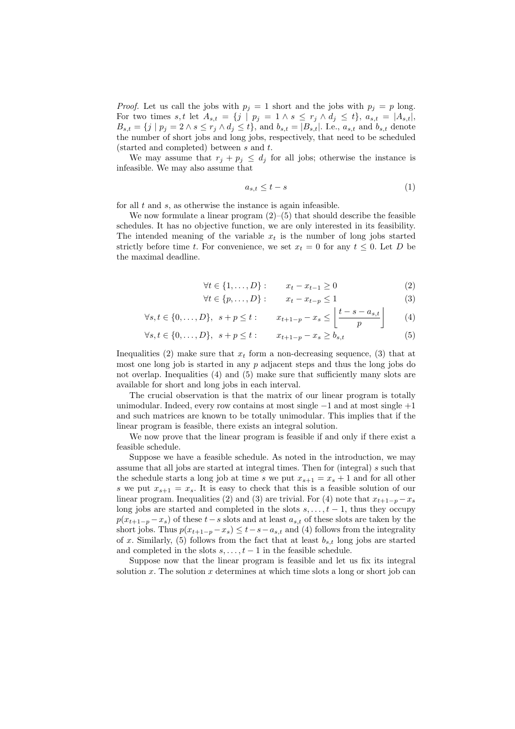*Proof.* Let us call the jobs with $p_j = 1$ short and the jobs with $p_j = p$ long. For two times $s, t$ let $A_{s,t} = \{j \mid p_j = 1 \wedge s \leq r_j \wedge d_j \leq t\}$, $a_{s,t} = |A_{s,t}|$, $B_{s,t} = \{j \mid p_j = 2 \wedge s \leq r_j \wedge d_j \leq t\}$, and $b_{s,t} = |B_{s,t}|$. I.e., $a_{s,t}$ and $b_{s,t}$ denote the number of short jobs and long jobs, respectively, that need to be scheduled (started and completed) between $s$ and $t$.

We may assume that $r_j + p_j \leq d_j$ for all jobs; otherwise the instance is infeasible. We may also assume that

$$a_{s,t} \leq t - s \tag{1}$$

for all $t$ and $s$, as otherwise the instance is again infeasible.

We now formulate a linear program (2)–(5) that should describe the feasible schedules. It has no objective function, we are only interested in its feasibility. The intended meaning of the variable $x_t$ is the number of long jobs started strictly before time $t$. For convenience, we set $x_t = 0$ for any $t \leq 0$. Let $D$ be the maximal deadline.

$$\forall t \in \{1, \ldots, D\}: \qquad x_t - x_{t-1} \geq 0 \tag{2}$$

$$\forall t \in \{p, \ldots, D\}: \qquad x_t - x_{t-p} \leq 1 \tag{3}$$

$$\forall s, t \in \{0, \ldots, D\},\ s + p \leq t: \qquad x_{t+1-p} - x_s \leq \left\lfloor \frac{t - s - a_{s,t}}{p} \right\rfloor \tag{4}$$

$$\forall s, t \in \{0, \ldots, D\},\ s + p \leq t: \qquad x_{t+1-p} - x_s \geq b_{s,t} \tag{5}$$

Inequalities (2) make sure that $x_t$ form a non-decreasing sequence, (3) that at most one long job is started in any $p$ adjacent steps and thus the long jobs do not overlap. Inequalities (4) and (5) make sure that sufficiently many slots are available for short and long jobs in each interval.

The crucial observation is that the matrix of our linear program is totally unimodular. Indeed, every row contains at most single $-1$ and at most single $+1$ and such matrices are known to be totally unimodular. This implies that if the linear program is feasible, there exists an integral solution.

We now prove that the linear program is feasible if and only if there exist a feasible schedule.

Suppose we have a feasible schedule. As noted in the introduction, we may assume that all jobs are started at integral times. Then for (integral) $s$ such that the schedule starts a long job at time $s$ we put $x_{s+1} = x_s + 1$ and for all other $s$ we put $x_{s+1} = x_s$. It is easy to check that this is a feasible solution of our linear program. Inequalities (2) and (3) are trivial. For (4) note that $x_{t+1-p} - x_s$ long jobs are started and completed in the slots $s, \ldots, t-1$, thus they occupy $p(x_{t+1-p} - x_s)$ of these $t - s$ slots and at least $a_{s,t}$ of these slots are taken by the short jobs. Thus $p(x_{t+1-p} - x_s) \leq t - s - a_{s,t}$ and (4) follows from the integrality of $x$. Similarly, (5) follows from the fact that at least $b_{s,t}$ long jobs are started and completed in the slots $s, \ldots, t-1$ in the feasible schedule.

Suppose now that the linear program is feasible and let us fix its integral solution $x$. The solution $x$ determines at which time slots a long or short job can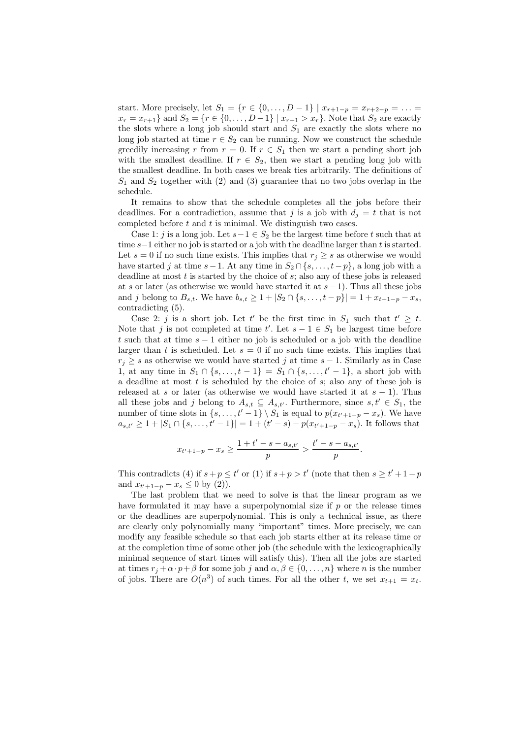start. More precisely, let $S_1 = \{r \in \{0,\dots,D-1\} \mid x_{r+1-p} = x_{r+2-p} = \dots = x_r = x_{r+1}\}$ and $S_2 = \{r \in \{0,\dots,D-1\} \mid x_{r+1} > x_r\}$. Note that $S_2$ are exactly the slots where a long job should start and $S_1$ are exactly the slots where no long job started at time $r \in S_2$ can be running. Now we construct the schedule greedily increasing $r$ from $r = 0$. If $r \in S_1$ then we start a pending short job with the smallest deadline. If $r \in S_2$, then we start a pending long job with the smallest deadline. In both cases we break ties arbitrarily. The definitions of $S_1$ and $S_2$ together with (2) and (3) guarantee that no two jobs overlap in the schedule.

It remains to show that the schedule completes all the jobs before their deadlines. For a contradiction, assume that $j$ is a job with $d_j = t$ that is not completed before $t$ and $t$ is minimal. We distinguish two cases.

Case 1: $j$ is a long job. Let $s-1 \in S_2$ be the largest time before $t$ such that at time $s-1$ either no job is started or a job with the deadline larger than $t$ is started. Let $s = 0$ if no such time exists. This implies that $r_j \geq s$ as otherwise we would have started $j$ at time $s-1$. At any time in $S_2 \cap \{s,\dots,t-p\}$, a long job with a deadline at most $t$ is started by the choice of $s$; also any of these jobs is released at $s$ or later (as otherwise we would have started it at $s-1$). Thus all these jobs and $j$ belong to $B_{s,t}$. We have $b_{s,t} \geq 1 + |S_2 \cap \{s,\dots,t-p\}| = 1 + x_{t+1-p} - x_s$, contradicting (5).

Case 2: $j$ is a short job. Let $t'$ be the first time in $S_1$ such that $t' \geq t$. Note that $j$ is not completed at time $t'$. Let $s-1 \in S_1$ be largest time before $t$ such that at time $s-1$ either no job is scheduled or a job with the deadline larger than $t$ is scheduled. Let $s = 0$ if no such time exists. This implies that $r_j \geq s$ as otherwise we would have started $j$ at time $s-1$. Similarly as in Case 1, at any time in $S_1 \cap \{s,\dots,t-1\} = S_1 \cap \{s,\dots,t'-1\}$, a short job with a deadline at most $t$ is scheduled by the choice of $s$; also any of these job is released at $s$ or later (as otherwise we would have started it at $s-1$). Thus all these jobs and $j$ belong to $A_{s,t} \subseteq A_{s,t'}$. Furthermore, since $s, t' \in S_1$, the number of time slots in $\{s,\dots,t'-1\} \setminus S_1$ is equal to $p(x_{t'+1-p} - x_s)$. We have $a_{s,t'} \geq 1 + |S_1 \cap \{s,\dots,t'-1\}| = 1 + (t'-s) - p(x_{t'+1-p} - x_s)$. It follows that

$$x_{t'+1-p} - x_s \geq \frac{1 + t' - s - a_{s,t'}}{p} > \frac{t' - s - a_{s,t'}}{p}.$$

This contradicts (4) if $s + p \leq t'$ or (1) if $s + p > t'$ (note that then $s \geq t'+1-p$ and $x_{t'+1-p} - x_s \leq 0$ by (2)).

The last problem that we need to solve is that the linear program as we have formulated it may have a superpolynomial size if $p$ or the release times or the deadlines are superpolynomial. This is only a technical issue, as there are clearly only polynomially many "important" times. More precisely, we can modify any feasible schedule so that each job starts either at its release time or at the completion time of some other job (the schedule with the lexicographically minimal sequence of start times will satisfy this). Then all the jobs are started at times $r_j + \alpha \cdot p + \beta$ for some job $j$ and $\alpha, \beta \in \{0,\dots,n\}$ where $n$ is the number of jobs. There are $O(n^3)$ of such times. For all the other $t$, we set $x_{t+1} = x_t$.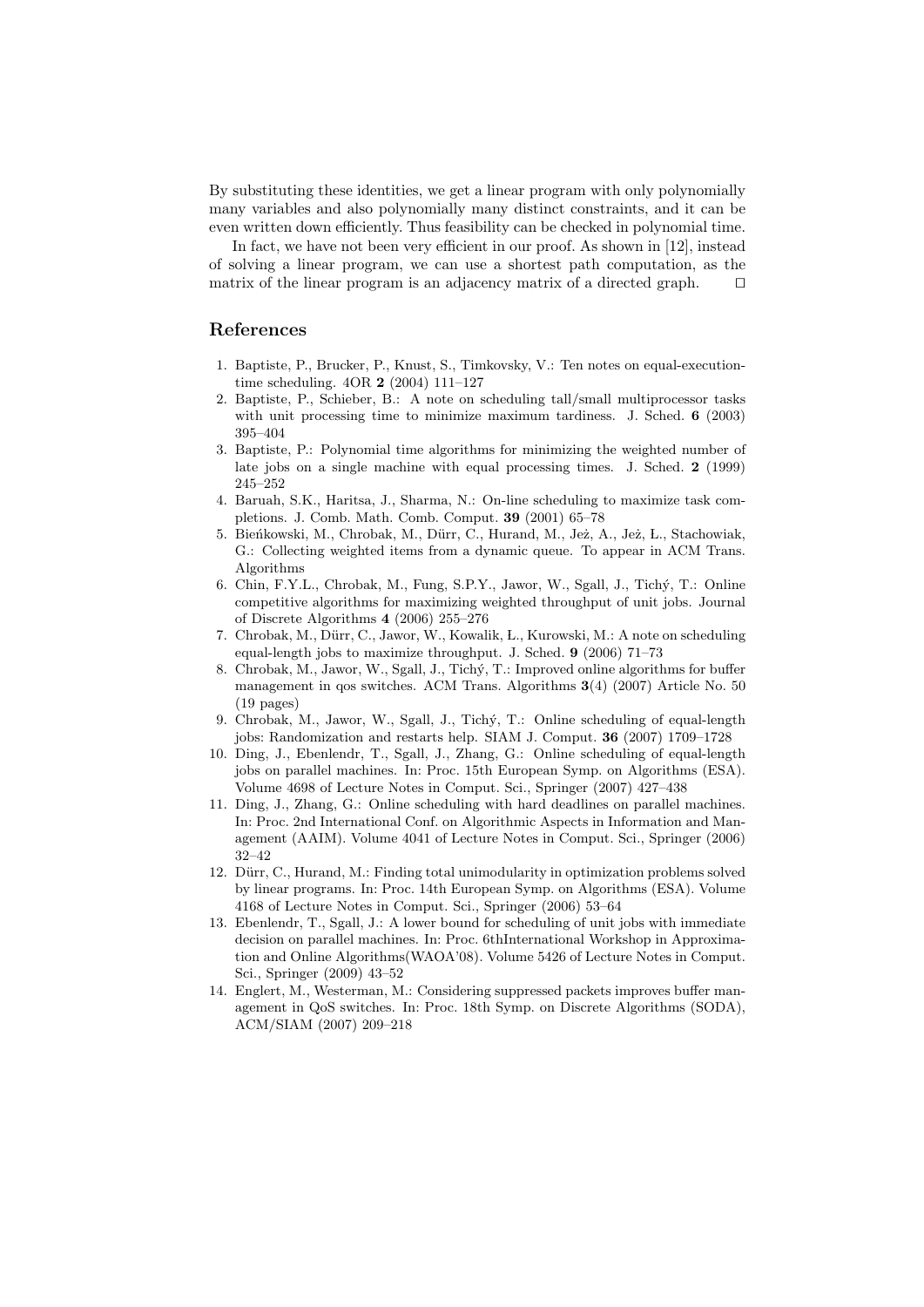By substituting these identities, we get a linear program with only polynomially many variables and also polynomially many distinct constraints, and it can be even written down efficiently. Thus feasibility can be checked in polynomial time.

In fact, we have not been very efficient in our proof. As shown in [12], instead of solving a linear program, we can use a shortest path computation, as the matrix of the linear program is an adjacency matrix of a directed graph. □

## References

1. Baptiste, P., Brucker, P., Knust, S., Timkovsky, V.: Ten notes on equal-execution-time scheduling. 4OR **2** (2004) 111–127
2. Baptiste, P., Schieber, B.: A note on scheduling tall/small multiprocessor tasks with unit processing time to minimize maximum tardiness. J. Sched. **6** (2003) 395–404
3. Baptiste, P.: Polynomial time algorithms for minimizing the weighted number of late jobs on a single machine with equal processing times. J. Sched. **2** (1999) 245–252
4. Baruah, S.K., Haritsa, J., Sharma, N.: On-line scheduling to maximize task completions. J. Comb. Math. Comb. Comput. **39** (2001) 65–78
5. Bieńkowski, M., Chrobak, M., Dürr, C., Hurand, M., Jeż, A., Jeż, Ł., Stachowiak, G.: Collecting weighted items from a dynamic queue. To appear in ACM Trans. Algorithms
6. Chin, F.Y.L., Chrobak, M., Fung, S.P.Y., Jawor, W., Sgall, J., Tichý, T.: Online competitive algorithms for maximizing weighted throughput of unit jobs. Journal of Discrete Algorithms **4** (2006) 255–276
7. Chrobak, M., Dürr, C., Jawor, W., Kowalik, Ł., Kurowski, M.: A note on scheduling equal-length jobs to maximize throughput. J. Sched. **9** (2006) 71–73
8. Chrobak, M., Jawor, W., Sgall, J., Tichý, T.: Improved online algorithms for buffer management in qos switches. ACM Trans. Algorithms **3**(4) (2007) Article No. 50 (19 pages)
9. Chrobak, M., Jawor, W., Sgall, J., Tichý, T.: Online scheduling of equal-length jobs: Randomization and restarts help. SIAM J. Comput. **36** (2007) 1709–1728
10. Ding, J., Ebenlendr, T., Sgall, J., Zhang, G.: Online scheduling of equal-length jobs on parallel machines. In: Proc. 15th European Symp. on Algorithms (ESA). Volume 4698 of Lecture Notes in Comput. Sci., Springer (2007) 427–438
11. Ding, J., Zhang, G.: Online scheduling with hard deadlines on parallel machines. In: Proc. 2nd International Conf. on Algorithmic Aspects in Information and Management (AAIM). Volume 4041 of Lecture Notes in Comput. Sci., Springer (2006) 32–42
12. Dürr, C., Hurand, M.: Finding total unimodularity in optimization problems solved by linear programs. In: Proc. 14th European Symp. on Algorithms (ESA). Volume 4168 of Lecture Notes in Comput. Sci., Springer (2006) 53–64
13. Ebenlendr, T., Sgall, J.: A lower bound for scheduling of unit jobs with immediate decision on parallel machines. In: Proc. 6thInternational Workshop in Approximation and Online Algorithms(WAOA'08). Volume 5426 of Lecture Notes in Comput. Sci., Springer (2009) 43–52
14. Englert, M., Westerman, M.: Considering suppressed packets improves buffer management in QoS switches. In: Proc. 18th Symp. on Discrete Algorithms (SODA), ACM/SIAM (2007) 209–218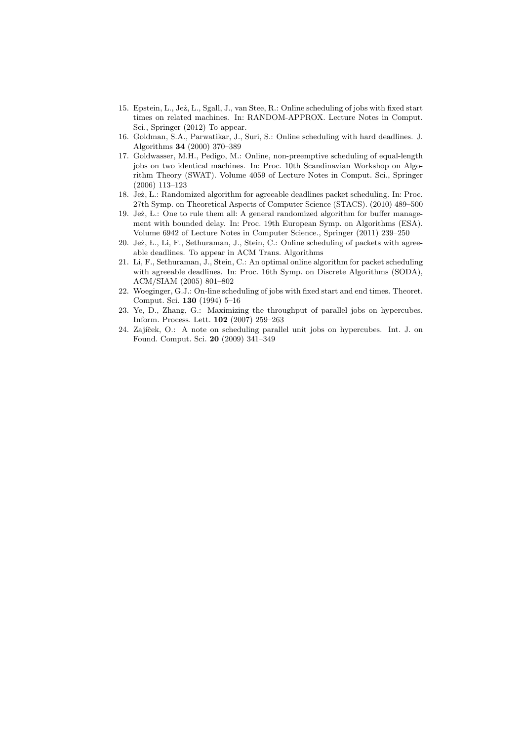15. Epstein, L., Jeż, Ł., Sgall, J., van Stee, R.: Online scheduling of jobs with fixed start times on related machines. In: RANDOM-APPROX. Lecture Notes in Comput. Sci., Springer (2012) To appear.
16. Goldman, S.A., Parwatikar, J., Suri, S.: Online scheduling with hard deadlines. J. Algorithms **34** (2000) 370–389
17. Goldwasser, M.H., Pedigo, M.: Online, non-preemptive scheduling of equal-length jobs on two identical machines. In: Proc. 10th Scandinavian Workshop on Algorithm Theory (SWAT). Volume 4059 of Lecture Notes in Comput. Sci., Springer (2006) 113–123
18. Jeż, Ł.: Randomized algorithm for agreeable deadlines packet scheduling. In: Proc. 27th Symp. on Theoretical Aspects of Computer Science (STACS). (2010) 489–500
19. Jeż, Ł.: One to rule them all: A general randomized algorithm for buffer management with bounded delay. In: Proc. 19th European Symp. on Algorithms (ESA). Volume 6942 of Lecture Notes in Computer Science., Springer (2011) 239–250
20. Jeż, Ł., Li, F., Sethuraman, J., Stein, C.: Online scheduling of packets with agreeable deadlines. To appear in ACM Trans. Algorithms
21. Li, F., Sethuraman, J., Stein, C.: An optimal online algorithm for packet scheduling with agreeable deadlines. In: Proc. 16th Symp. on Discrete Algorithms (SODA), ACM/SIAM (2005) 801–802
22. Woeginger, G.J.: On-line scheduling of jobs with fixed start and end times. Theoret. Comput. Sci. **130** (1994) 5–16
23. Ye, D., Zhang, G.: Maximizing the throughput of parallel jobs on hypercubes. Inform. Process. Lett. **102** (2007) 259–263
24. Zajíček, O.: A note on scheduling parallel unit jobs on hypercubes. Int. J. on Found. Comput. Sci. **20** (2009) 341–349